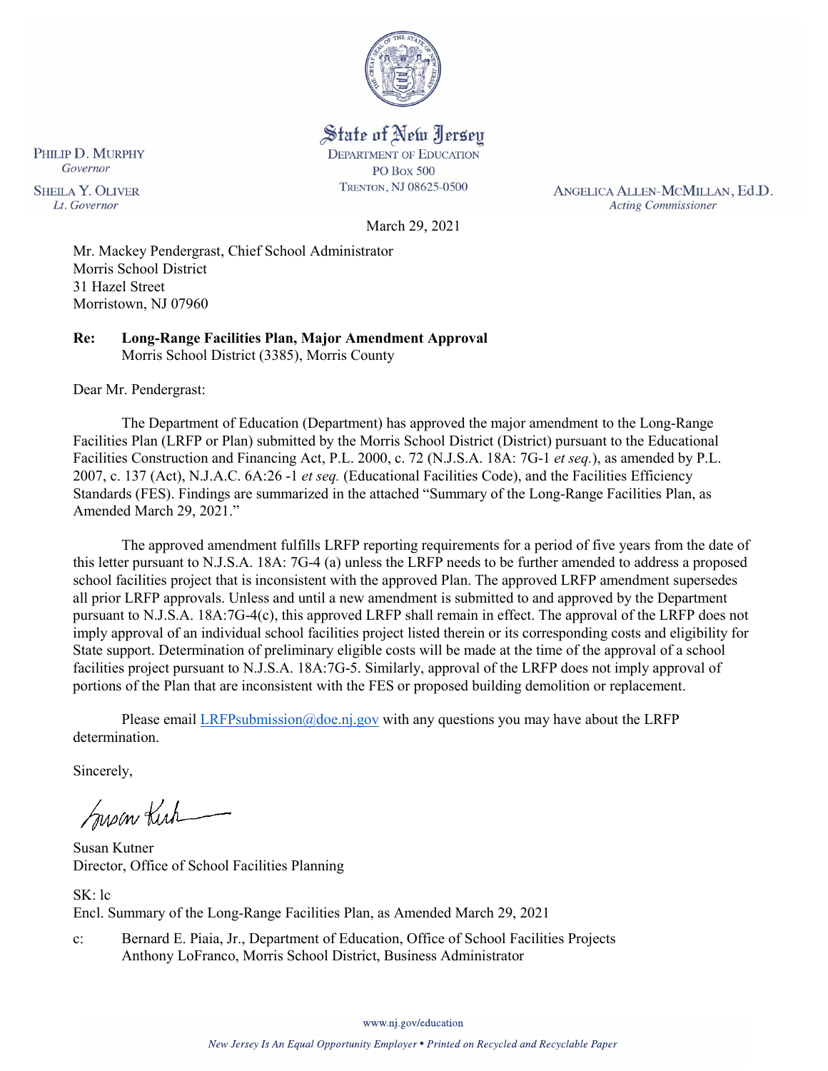State of New Jersey
DEPARTMENT OF EDUCATION
PO BOX 500
TRENTON, NJ 08625-0500

PHILIP D. MURPHY
*Governor*

SHEILA Y. OLIVER
*Lt. Governor*

ANGELICA ALLEN-MCMILLAN, Ed.D.
*Acting Commissioner*

March 29, 2021

Mr. Mackey Pendergrast, Chief School Administrator
Morris School District
31 Hazel Street
Morristown, NJ 07960

**Re: Long-Range Facilities Plan, Major Amendment Approval**
Morris School District (3385), Morris County

Dear Mr. Pendergrast:

The Department of Education (Department) has approved the major amendment to the Long-Range Facilities Plan (LRFP or Plan) submitted by the Morris School District (District) pursuant to the Educational Facilities Construction and Financing Act, P.L. 2000, c. 72 (N.J.S.A. 18A: 7G-1 *et seq.*), as amended by P.L. 2007, c. 137 (Act), N.J.A.C. 6A:26 -1 *et seq.* (Educational Facilities Code), and the Facilities Efficiency Standards (FES). Findings are summarized in the attached "Summary of the Long-Range Facilities Plan, as Amended March 29, 2021."

The approved amendment fulfills LRFP reporting requirements for a period of five years from the date of this letter pursuant to N.J.S.A. 18A: 7G-4 (a) unless the LRFP needs to be further amended to address a proposed school facilities project that is inconsistent with the approved Plan. The approved LRFP amendment supersedes all prior LRFP approvals. Unless and until a new amendment is submitted to and approved by the Department pursuant to N.J.S.A. 18A:7G-4(c), this approved LRFP shall remain in effect. The approval of the LRFP does not imply approval of an individual school facilities project listed therein or its corresponding costs and eligibility for State support. Determination of preliminary eligible costs will be made at the time of the approval of a school facilities project pursuant to N.J.S.A. 18A:7G-5. Similarly, approval of the LRFP does not imply approval of portions of the Plan that are inconsistent with the FES or proposed building demolition or replacement.

Please email LRFPsubmission@doe.nj.gov with any questions you may have about the LRFP determination.

Sincerely,

Susan Kutner
Director, Office of School Facilities Planning

SK: lc
Encl. Summary of the Long-Range Facilities Plan, as Amended March 29, 2021

c: Bernard E. Piaia, Jr., Department of Education, Office of School Facilities Projects
Anthony LoFranco, Morris School District, Business Administrator

www.nj.gov/education

*New Jersey Is An Equal Opportunity Employer • Printed on Recycled and Recyclable Paper*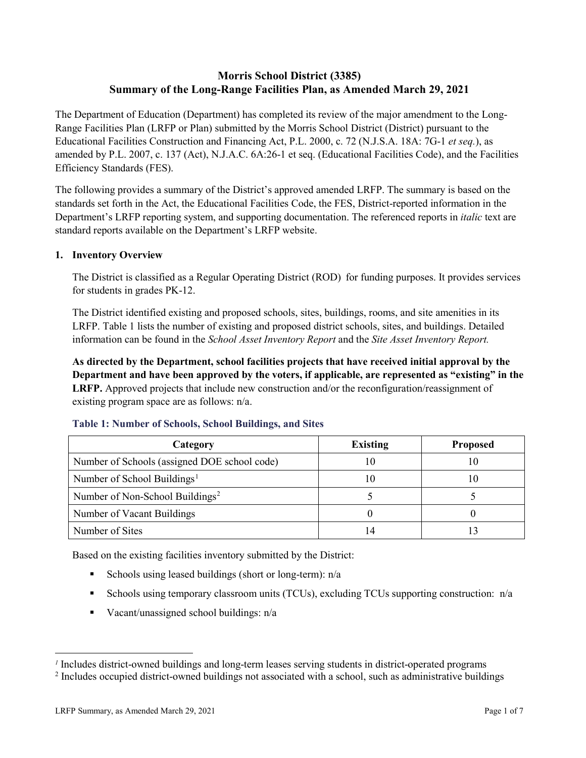# Morris School District (3385)
# Summary of the Long-Range Facilities Plan, as Amended March 29, 2021

The Department of Education (Department) has completed its review of the major amendment to the Long-Range Facilities Plan (LRFP or Plan) submitted by the Morris School District (District) pursuant to the Educational Facilities Construction and Financing Act, P.L. 2000, c. 72 (N.J.S.A. 18A: 7G-1 *et seq.*), as amended by P.L. 2007, c. 137 (Act), N.J.A.C. 6A:26-1 et seq. (Educational Facilities Code), and the Facilities Efficiency Standards (FES).

The following provides a summary of the District's approved amended LRFP. The summary is based on the standards set forth in the Act, the Educational Facilities Code, the FES, District-reported information in the Department's LRFP reporting system, and supporting documentation. The referenced reports in *italic* text are standard reports available on the Department's LRFP website.

## 1. Inventory Overview

The District is classified as a Regular Operating District (ROD) for funding purposes. It provides services for students in grades PK-12.

The District identified existing and proposed schools, sites, buildings, rooms, and site amenities in its LRFP. Table 1 lists the number of existing and proposed district schools, sites, and buildings. Detailed information can be found in the *School Asset Inventory Report* and the *Site Asset Inventory Report.*

**As directed by the Department, school facilities projects that have received initial approval by the Department and have been approved by the voters, if applicable, are represented as "existing" in the LRFP.** Approved projects that include new construction and/or the reconfiguration/reassignment of existing program space are as follows: n/a.

### Table 1: Number of Schools, School Buildings, and Sites

| Category | Existing | Proposed |
|---|---|---|
| Number of Schools (assigned DOE school code) | 10 | 10 |
| Number of School Buildings[1] | 10 | 10 |
| Number of Non-School Buildings[2] | 5 | 5 |
| Number of Vacant Buildings | 0 | 0 |
| Number of Sites | 14 | 13 |

Based on the existing facilities inventory submitted by the District:

- Schools using leased buildings (short or long-term): n/a
- Schools using temporary classroom units (TCUs), excluding TCUs supporting construction: n/a
- Vacant/unassigned school buildings: n/a

[1] Includes district-owned buildings and long-term leases serving students in district-operated programs

[2] Includes occupied district-owned buildings not associated with a school, such as administrative buildings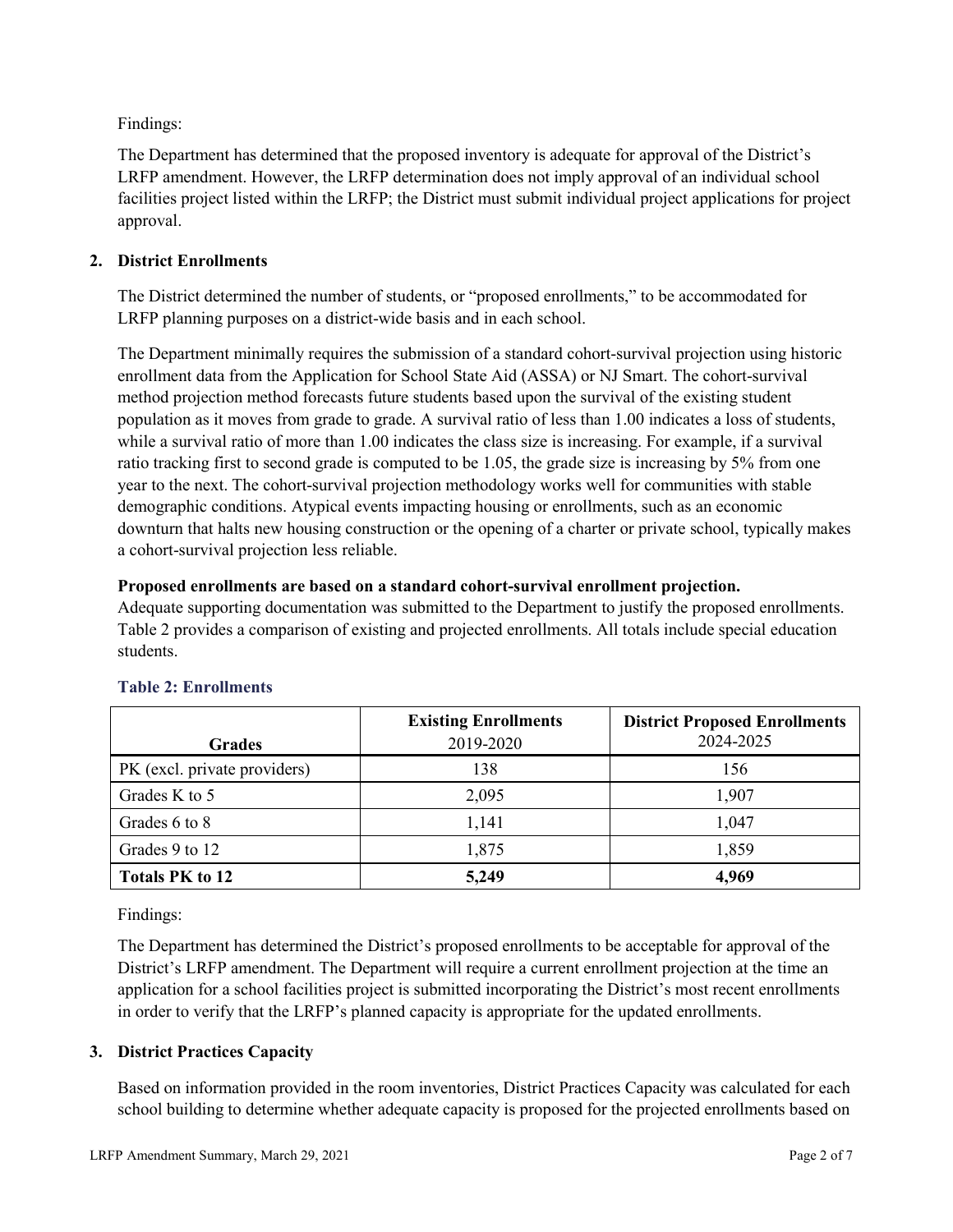Findings:

The Department has determined that the proposed inventory is adequate for approval of the District's LRFP amendment. However, the LRFP determination does not imply approval of an individual school facilities project listed within the LRFP; the District must submit individual project applications for project approval.

## 2. District Enrollments

The District determined the number of students, or "proposed enrollments," to be accommodated for LRFP planning purposes on a district-wide basis and in each school.

The Department minimally requires the submission of a standard cohort-survival projection using historic enrollment data from the Application for School State Aid (ASSA) or NJ Smart. The cohort-survival method projection method forecasts future students based upon the survival of the existing student population as it moves from grade to grade. A survival ratio of less than 1.00 indicates a loss of students, while a survival ratio of more than 1.00 indicates the class size is increasing. For example, if a survival ratio tracking first to second grade is computed to be 1.05, the grade size is increasing by 5% from one year to the next. The cohort-survival projection methodology works well for communities with stable demographic conditions. Atypical events impacting housing or enrollments, such as an economic downturn that halts new housing construction or the opening of a charter or private school, typically makes a cohort-survival projection less reliable.

**Proposed enrollments are based on a standard cohort-survival enrollment projection.**
Adequate supporting documentation was submitted to the Department to justify the proposed enrollments. Table 2 provides a comparison of existing and projected enrollments. All totals include special education students.

### Table 2: Enrollments

| Grades | Existing Enrollments 2019-2020 | District Proposed Enrollments 2024-2025 |
|---|---|---|
| PK (excl. private providers) | 138 | 156 |
| Grades K to 5 | 2,095 | 1,907 |
| Grades 6 to 8 | 1,141 | 1,047 |
| Grades 9 to 12 | 1,875 | 1,859 |
| **Totals PK to 12** | **5,249** | **4,969** |

Findings:

The Department has determined the District's proposed enrollments to be acceptable for approval of the District's LRFP amendment. The Department will require a current enrollment projection at the time an application for a school facilities project is submitted incorporating the District's most recent enrollments in order to verify that the LRFP's planned capacity is appropriate for the updated enrollments.

## 3. District Practices Capacity

Based on information provided in the room inventories, District Practices Capacity was calculated for each school building to determine whether adequate capacity is proposed for the projected enrollments based on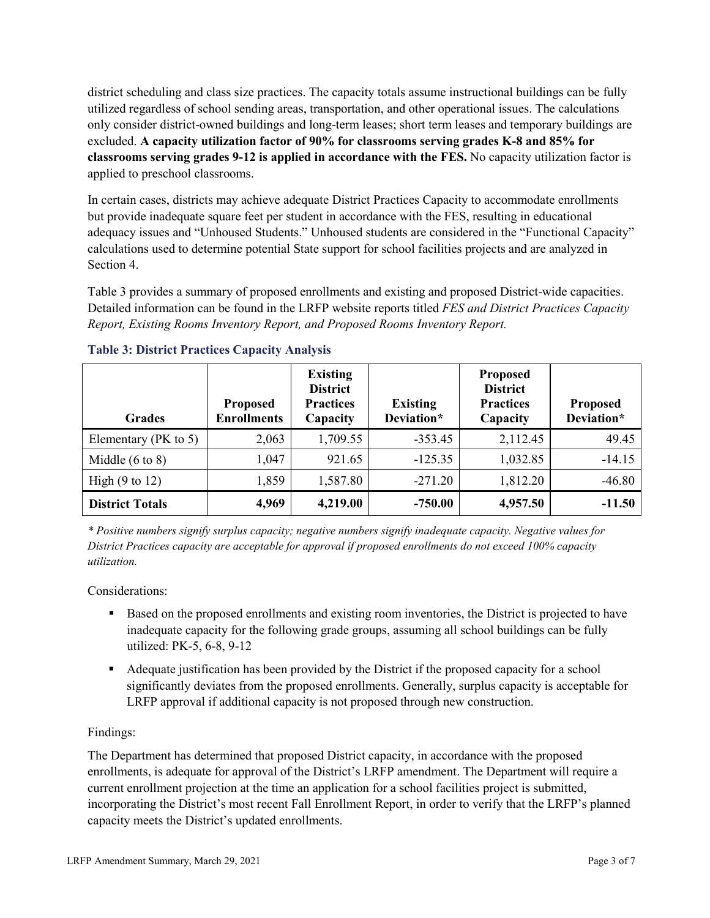district scheduling and class size practices. The capacity totals assume instructional buildings can be fully utilized regardless of school sending areas, transportation, and other operational issues. The calculations only consider district-owned buildings and long-term leases; short term leases and temporary buildings are excluded. **A capacity utilization factor of 90% for classrooms serving grades K-8 and 85% for classrooms serving grades 9-12 is applied in accordance with the FES.** No capacity utilization factor is applied to preschool classrooms.

In certain cases, districts may achieve adequate District Practices Capacity to accommodate enrollments but provide inadequate square feet per student in accordance with the FES, resulting in educational adequacy issues and "Unhoused Students." Unhoused students are considered in the "Functional Capacity" calculations used to determine potential State support for school facilities projects and are analyzed in Section 4.

Table 3 provides a summary of proposed enrollments and existing and proposed District-wide capacities. Detailed information can be found in the LRFP website reports titled *FES and District Practices Capacity Report, Existing Rooms Inventory Report, and Proposed Rooms Inventory Report.*

### Table 3: District Practices Capacity Analysis

| Grades | Proposed Enrollments | Existing District Practices Capacity | Existing Deviation* | Proposed District Practices Capacity | Proposed Deviation* |
|---|---|---|---|---|---|
| Elementary (PK to 5) | 2,063 | 1,709.55 | -353.45 | 2,112.45 | 49.45 |
| Middle (6 to 8) | 1,047 | 921.65 | -125.35 | 1,032.85 | -14.15 |
| High (9 to 12) | 1,859 | 1,587.80 | -271.20 | 1,812.20 | -46.80 |
| **District Totals** | **4,969** | **4,219.00** | **-750.00** | **4,957.50** | **-11.50** |

*\* Positive numbers signify surplus capacity; negative numbers signify inadequate capacity. Negative values for District Practices capacity are acceptable for approval if proposed enrollments do not exceed 100% capacity utilization.*

Considerations:

- Based on the proposed enrollments and existing room inventories, the District is projected to have inadequate capacity for the following grade groups, assuming all school buildings can be fully utilized: PK-5, 6-8, 9-12
- Adequate justification has been provided by the District if the proposed capacity for a school significantly deviates from the proposed enrollments. Generally, surplus capacity is acceptable for LRFP approval if additional capacity is not proposed through new construction.

Findings:

The Department has determined that proposed District capacity, in accordance with the proposed enrollments, is adequate for approval of the District's LRFP amendment. The Department will require a current enrollment projection at the time an application for a school facilities project is submitted, incorporating the District's most recent Fall Enrollment Report, in order to verify that the LRFP's planned capacity meets the District's updated enrollments.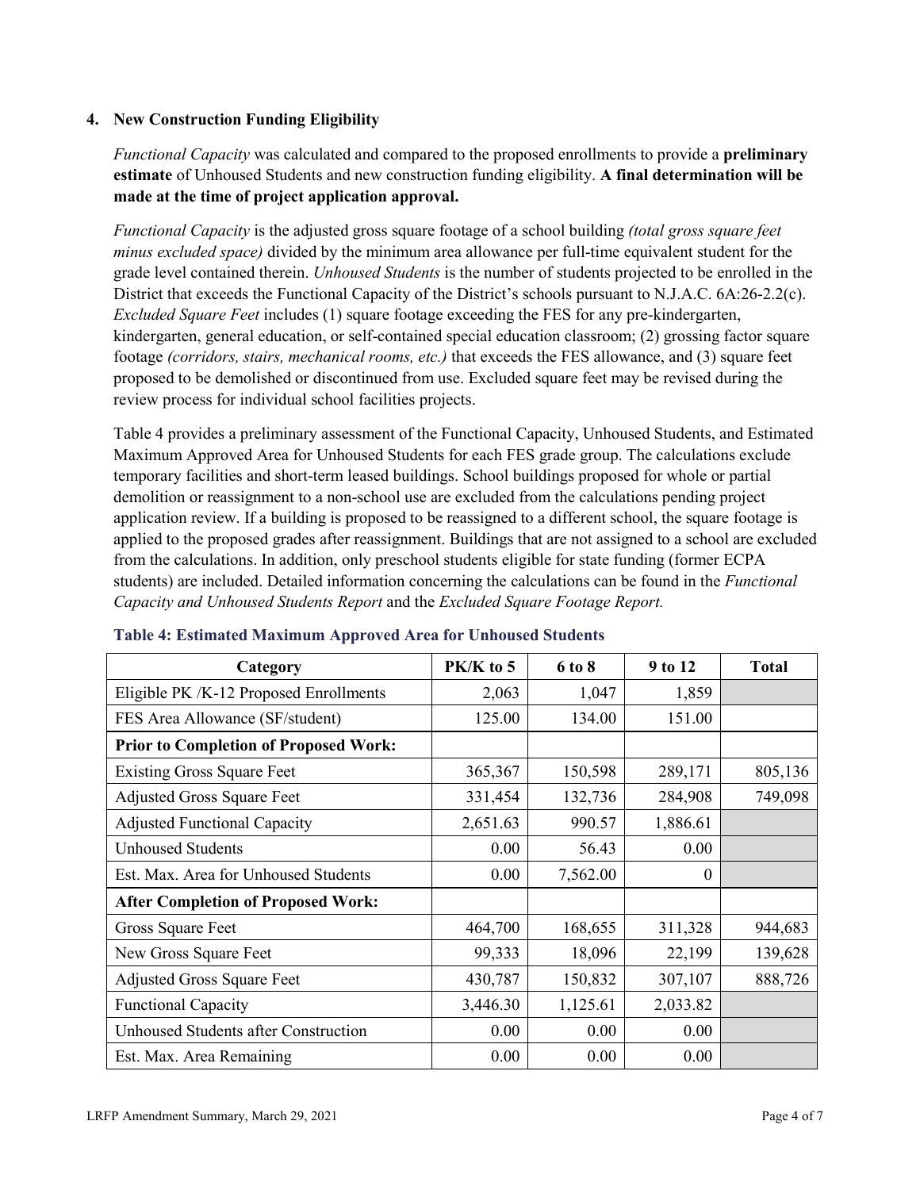### 4. New Construction Funding Eligibility

*Functional Capacity* was calculated and compared to the proposed enrollments to provide a **preliminary estimate** of Unhoused Students and new construction funding eligibility. **A final determination will be made at the time of project application approval.**

*Functional Capacity* is the adjusted gross square footage of a school building *(total gross square feet minus excluded space)* divided by the minimum area allowance per full-time equivalent student for the grade level contained therein. *Unhoused Students* is the number of students projected to be enrolled in the District that exceeds the Functional Capacity of the District's schools pursuant to N.J.A.C. 6A:26-2.2(c). *Excluded Square Feet* includes (1) square footage exceeding the FES for any pre-kindergarten, kindergarten, general education, or self-contained special education classroom; (2) grossing factor square footage *(corridors, stairs, mechanical rooms, etc.)* that exceeds the FES allowance, and (3) square feet proposed to be demolished or discontinued from use. Excluded square feet may be revised during the review process for individual school facilities projects.

Table 4 provides a preliminary assessment of the Functional Capacity, Unhoused Students, and Estimated Maximum Approved Area for Unhoused Students for each FES grade group. The calculations exclude temporary facilities and short-term leased buildings. School buildings proposed for whole or partial demolition or reassignment to a non-school use are excluded from the calculations pending project application review. If a building is proposed to be reassigned to a different school, the square footage is applied to the proposed grades after reassignment. Buildings that are not assigned to a school are excluded from the calculations. In addition, only preschool students eligible for state funding (former ECPA students) are included. Detailed information concerning the calculations can be found in the *Functional Capacity and Unhoused Students Report* and the *Excluded Square Footage Report.*

**Table 4: Estimated Maximum Approved Area for Unhoused Students**

| Category | PK/K to 5 | 6 to 8 | 9 to 12 | Total |
|---|---|---|---|---|
| Eligible PK /K-12 Proposed Enrollments | 2,063 | 1,047 | 1,859 | |
| FES Area Allowance (SF/student) | 125.00 | 134.00 | 151.00 | |
| **Prior to Completion of Proposed Work:** | | | | |
| Existing Gross Square Feet | 365,367 | 150,598 | 289,171 | 805,136 |
| Adjusted Gross Square Feet | 331,454 | 132,736 | 284,908 | 749,098 |
| Adjusted Functional Capacity | 2,651.63 | 990.57 | 1,886.61 | |
| Unhoused Students | 0.00 | 56.43 | 0.00 | |
| Est. Max. Area for Unhoused Students | 0.00 | 7,562.00 | 0 | |
| **After Completion of Proposed Work:** | | | | |
| Gross Square Feet | 464,700 | 168,655 | 311,328 | 944,683 |
| New Gross Square Feet | 99,333 | 18,096 | 22,199 | 139,628 |
| Adjusted Gross Square Feet | 430,787 | 150,832 | 307,107 | 888,726 |
| Functional Capacity | 3,446.30 | 1,125.61 | 2,033.82 | |
| Unhoused Students after Construction | 0.00 | 0.00 | 0.00 | |
| Est. Max. Area Remaining | 0.00 | 0.00 | 0.00 | |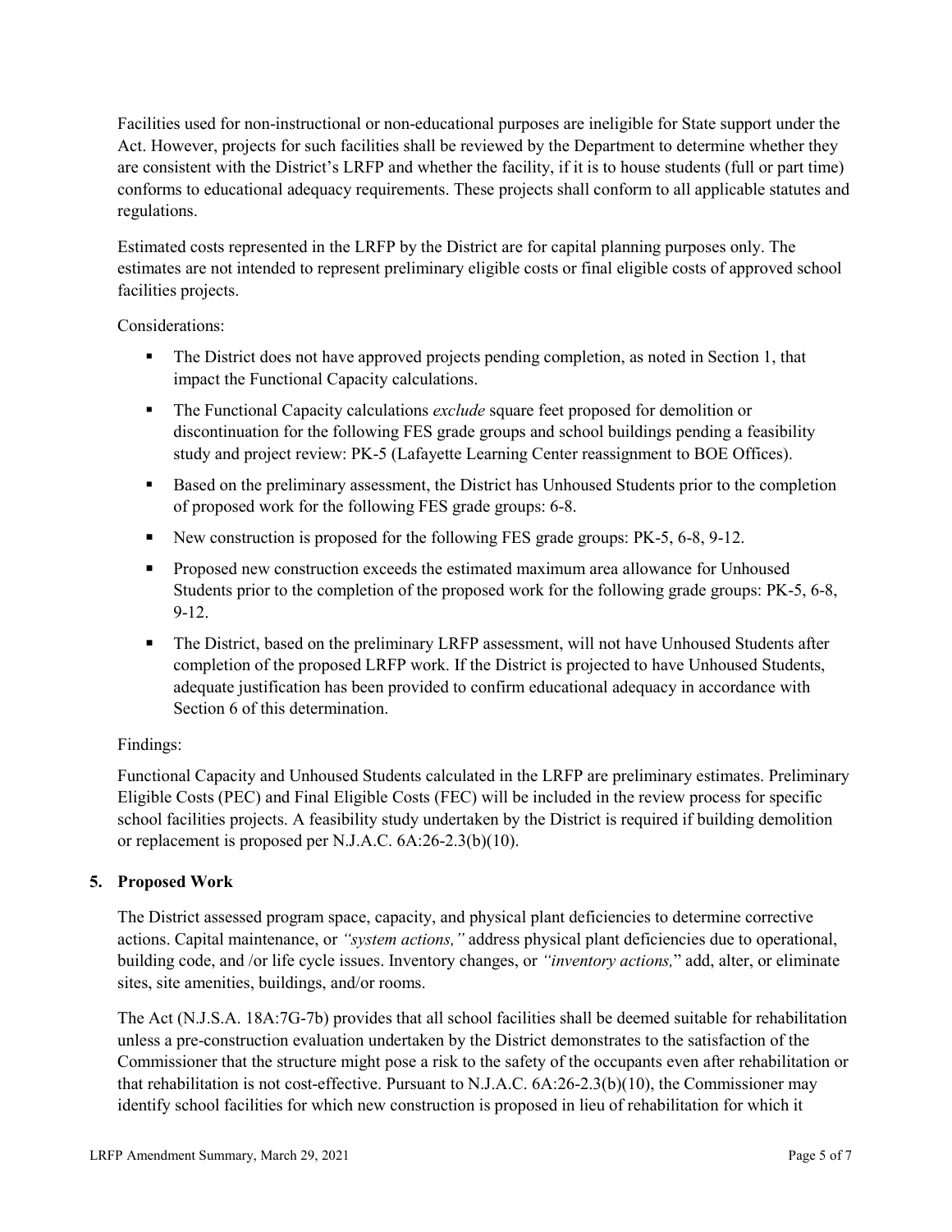Facilities used for non-instructional or non-educational purposes are ineligible for State support under the Act. However, projects for such facilities shall be reviewed by the Department to determine whether they are consistent with the District's LRFP and whether the facility, if it is to house students (full or part time) conforms to educational adequacy requirements. These projects shall conform to all applicable statutes and regulations.

Estimated costs represented in the LRFP by the District are for capital planning purposes only. The estimates are not intended to represent preliminary eligible costs or final eligible costs of approved school facilities projects.

Considerations:

- The District does not have approved projects pending completion, as noted in Section 1, that impact the Functional Capacity calculations.
- The Functional Capacity calculations *exclude* square feet proposed for demolition or discontinuation for the following FES grade groups and school buildings pending a feasibility study and project review: PK-5 (Lafayette Learning Center reassignment to BOE Offices).
- Based on the preliminary assessment, the District has Unhoused Students prior to the completion of proposed work for the following FES grade groups: 6-8.
- New construction is proposed for the following FES grade groups: PK-5, 6-8, 9-12.
- Proposed new construction exceeds the estimated maximum area allowance for Unhoused Students prior to the completion of the proposed work for the following grade groups: PK-5, 6-8, 9-12.
- The District, based on the preliminary LRFP assessment, will not have Unhoused Students after completion of the proposed LRFP work. If the District is projected to have Unhoused Students, adequate justification has been provided to confirm educational adequacy in accordance with Section 6 of this determination.

Findings:

Functional Capacity and Unhoused Students calculated in the LRFP are preliminary estimates. Preliminary Eligible Costs (PEC) and Final Eligible Costs (FEC) will be included in the review process for specific school facilities projects. A feasibility study undertaken by the District is required if building demolition or replacement is proposed per N.J.A.C. 6A:26-2.3(b)(10).

## 5. Proposed Work

The District assessed program space, capacity, and physical plant deficiencies to determine corrective actions. Capital maintenance, or *"system actions,"* address physical plant deficiencies due to operational, building code, and /or life cycle issues. Inventory changes, or *"inventory actions,"* add, alter, or eliminate sites, site amenities, buildings, and/or rooms.

The Act (N.J.S.A. 18A:7G-7b) provides that all school facilities shall be deemed suitable for rehabilitation unless a pre-construction evaluation undertaken by the District demonstrates to the satisfaction of the Commissioner that the structure might pose a risk to the safety of the occupants even after rehabilitation or that rehabilitation is not cost-effective. Pursuant to N.J.A.C. 6A:26-2.3(b)(10), the Commissioner may identify school facilities for which new construction is proposed in lieu of rehabilitation for which it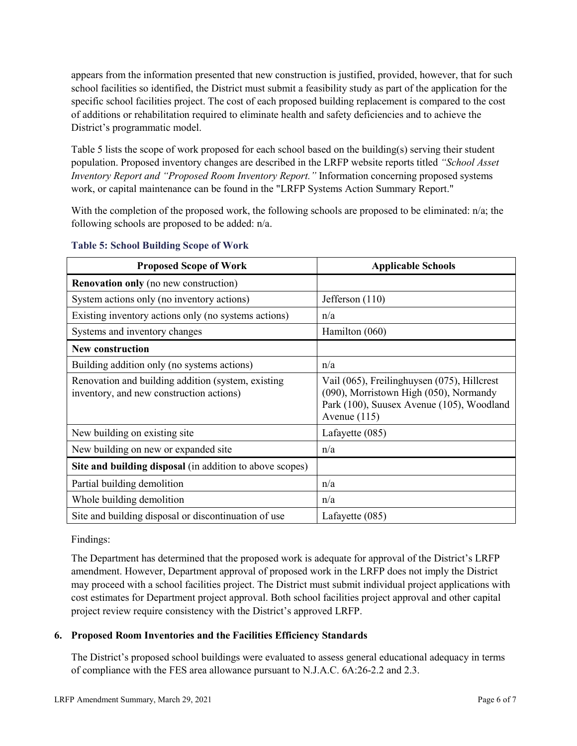appears from the information presented that new construction is justified, provided, however, that for such school facilities so identified, the District must submit a feasibility study as part of the application for the specific school facilities project. The cost of each proposed building replacement is compared to the cost of additions or rehabilitation required to eliminate health and safety deficiencies and to achieve the District's programmatic model.

Table 5 lists the scope of work proposed for each school based on the building(s) serving their student population. Proposed inventory changes are described in the LRFP website reports titled *"School Asset Inventory Report and "Proposed Room Inventory Report."* Information concerning proposed systems work, or capital maintenance can be found in the "LRFP Systems Action Summary Report."

With the completion of the proposed work, the following schools are proposed to be eliminated: n/a; the following schools are proposed to be added: n/a.

### Table 5: School Building Scope of Work

| Proposed Scope of Work | Applicable Schools |
|---|---|
| **Renovation only** (no new construction) | |
| System actions only (no inventory actions) | Jefferson (110) |
| Existing inventory actions only (no systems actions) | n/a |
| Systems and inventory changes | Hamilton (060) |
| **New construction** | |
| Building addition only (no systems actions) | n/a |
| Renovation and building addition (system, existing inventory, and new construction actions) | Vail (065), Freilinghuysen (075), Hillcrest (090), Morristown High (050), Normandy Park (100), Suusex Avenue (105), Woodland Avenue (115) |
| New building on existing site | Lafayette (085) |
| New building on new or expanded site | n/a |
| **Site and building disposal** (in addition to above scopes) | |
| Partial building demolition | n/a |
| Whole building demolition | n/a |
| Site and building disposal or discontinuation of use | Lafayette (085) |

Findings:

The Department has determined that the proposed work is adequate for approval of the District's LRFP amendment. However, Department approval of proposed work in the LRFP does not imply the District may proceed with a school facilities project. The District must submit individual project applications with cost estimates for Department project approval. Both school facilities project approval and other capital project review require consistency with the District's approved LRFP.

## 6. Proposed Room Inventories and the Facilities Efficiency Standards

The District's proposed school buildings were evaluated to assess general educational adequacy in terms of compliance with the FES area allowance pursuant to N.J.A.C. 6A:26-2.2 and 2.3.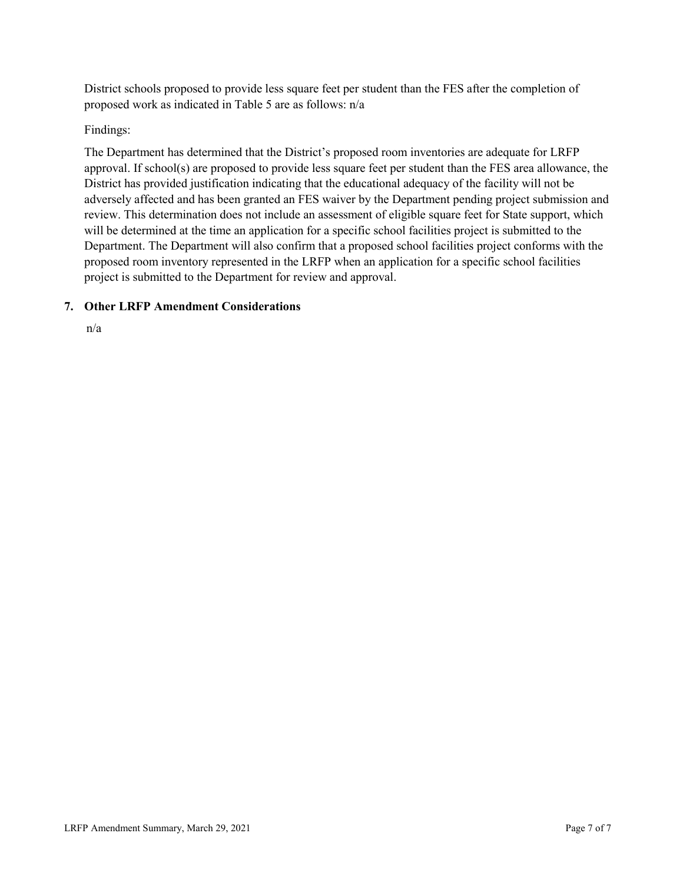District schools proposed to provide less square feet per student than the FES after the completion of proposed work as indicated in Table 5 are as follows: n/a

Findings:

The Department has determined that the District's proposed room inventories are adequate for LRFP approval. If school(s) are proposed to provide less square feet per student than the FES area allowance, the District has provided justification indicating that the educational adequacy of the facility will not be adversely affected and has been granted an FES waiver by the Department pending project submission and review. This determination does not include an assessment of eligible square feet for State support, which will be determined at the time an application for a specific school facilities project is submitted to the Department. The Department will also confirm that a proposed school facilities project conforms with the proposed room inventory represented in the LRFP when an application for a specific school facilities project is submitted to the Department for review and approval.

## 7. Other LRFP Amendment Considerations

n/a